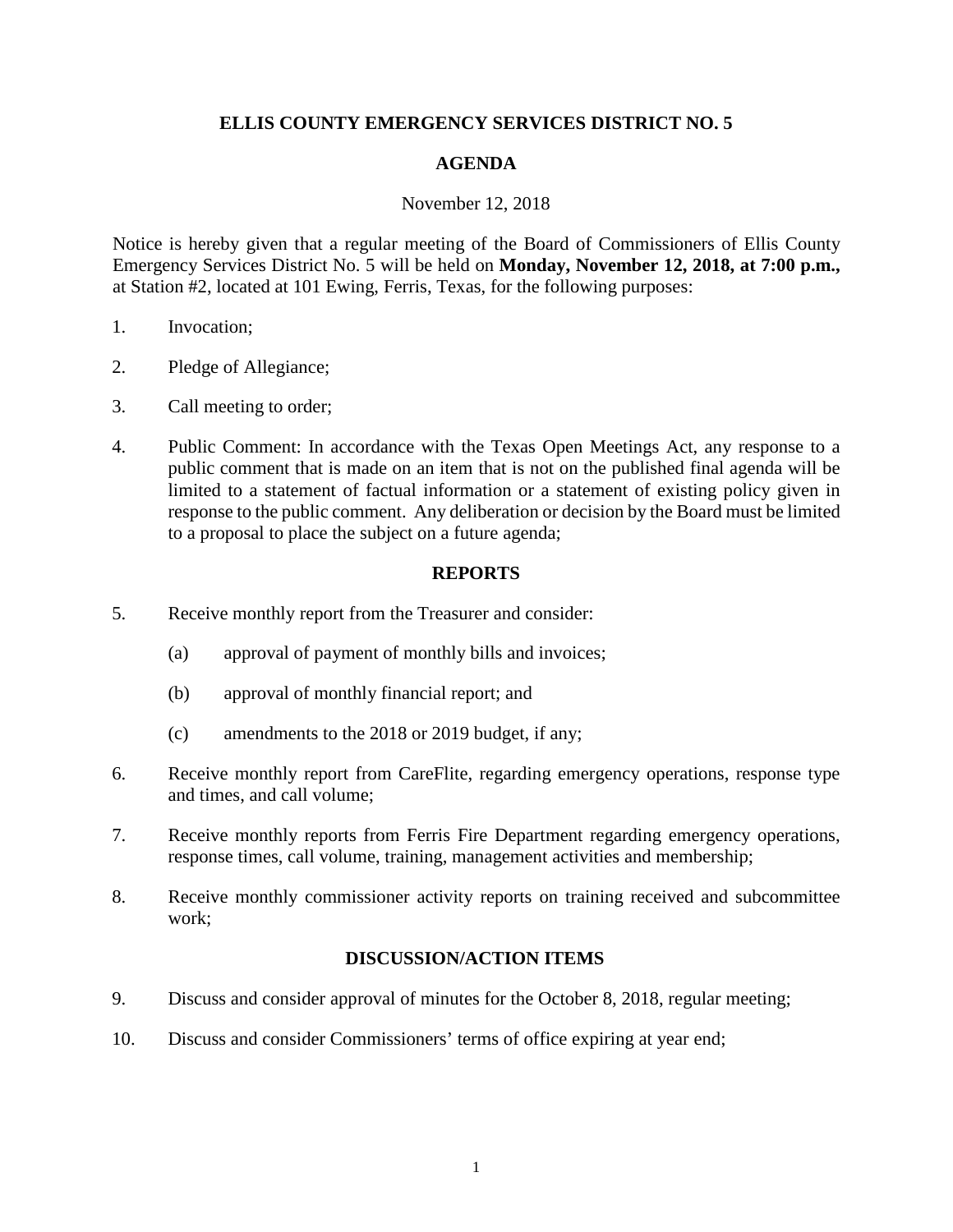# ELLIS COUNTY EMERGENCY SERVICES DISTRICT NO. 5

## AGENDA

November 12, 2018

Notice is hereby given that a regular meeting of the Board of Commissioners of Ellis County Emergency Services District No. 5 will be held on **Monday, November 12, 2018, at 7:00 p.m.,** at Station #2, located at 101 Ewing, Ferris, Texas, for the following purposes:

1. Invocation;

2. Pledge of Allegiance;

3. Call meeting to order;

4. Public Comment: In accordance with the Texas Open Meetings Act, any response to a public comment that is made on an item that is not on the published final agenda will be limited to a statement of factual information or a statement of existing policy given in response to the public comment. Any deliberation or decision by the Board must be limited to a proposal to place the subject on a future agenda;

## REPORTS

5. Receive monthly report from the Treasurer and consider:

   (a) approval of payment of monthly bills and invoices;

   (b) approval of monthly financial report; and

   (c) amendments to the 2018 or 2019 budget, if any;

6. Receive monthly report from CareFlite, regarding emergency operations, response type and times, and call volume;

7. Receive monthly reports from Ferris Fire Department regarding emergency operations, response times, call volume, training, management activities and membership;

8. Receive monthly commissioner activity reports on training received and subcommittee work;

## DISCUSSION/ACTION ITEMS

9. Discuss and consider approval of minutes for the October 8, 2018, regular meeting;

10. Discuss and consider Commissioners' terms of office expiring at year end;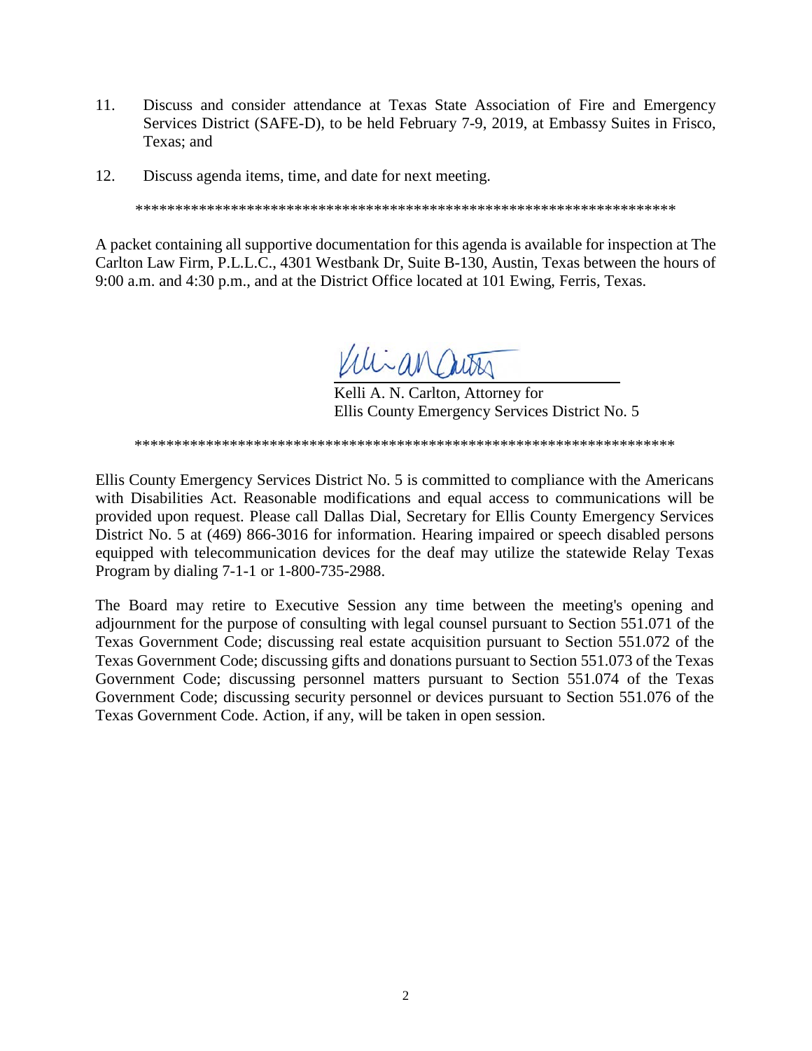11. Discuss and consider attendance at Texas State Association of Fire and Emergency Services District (SAFE-D), to be held February 7-9, 2019, at Embassy Suites in Frisco, Texas; and

12. Discuss agenda items, time, and date for next meeting.

**********************************************************************

A packet containing all supportive documentation for this agenda is available for inspection at The Carlton Law Firm, P.L.L.C., 4301 Westbank Dr, Suite B-130, Austin, Texas between the hours of 9:00 a.m. and 4:30 p.m., and at the District Office located at 101 Ewing, Ferris, Texas.

Kelli A. N. Carlton, Attorney for
Ellis County Emergency Services District No. 5

**********************************************************************

Ellis County Emergency Services District No. 5 is committed to compliance with the Americans with Disabilities Act. Reasonable modifications and equal access to communications will be provided upon request. Please call Dallas Dial, Secretary for Ellis County Emergency Services District No. 5 at (469) 866-3016 for information. Hearing impaired or speech disabled persons equipped with telecommunication devices for the deaf may utilize the statewide Relay Texas Program by dialing 7-1-1 or 1-800-735-2988.

The Board may retire to Executive Session any time between the meeting's opening and adjournment for the purpose of consulting with legal counsel pursuant to Section 551.071 of the Texas Government Code; discussing real estate acquisition pursuant to Section 551.072 of the Texas Government Code; discussing gifts and donations pursuant to Section 551.073 of the Texas Government Code; discussing personnel matters pursuant to Section 551.074 of the Texas Government Code; discussing security personnel or devices pursuant to Section 551.076 of the Texas Government Code. Action, if any, will be taken in open session.